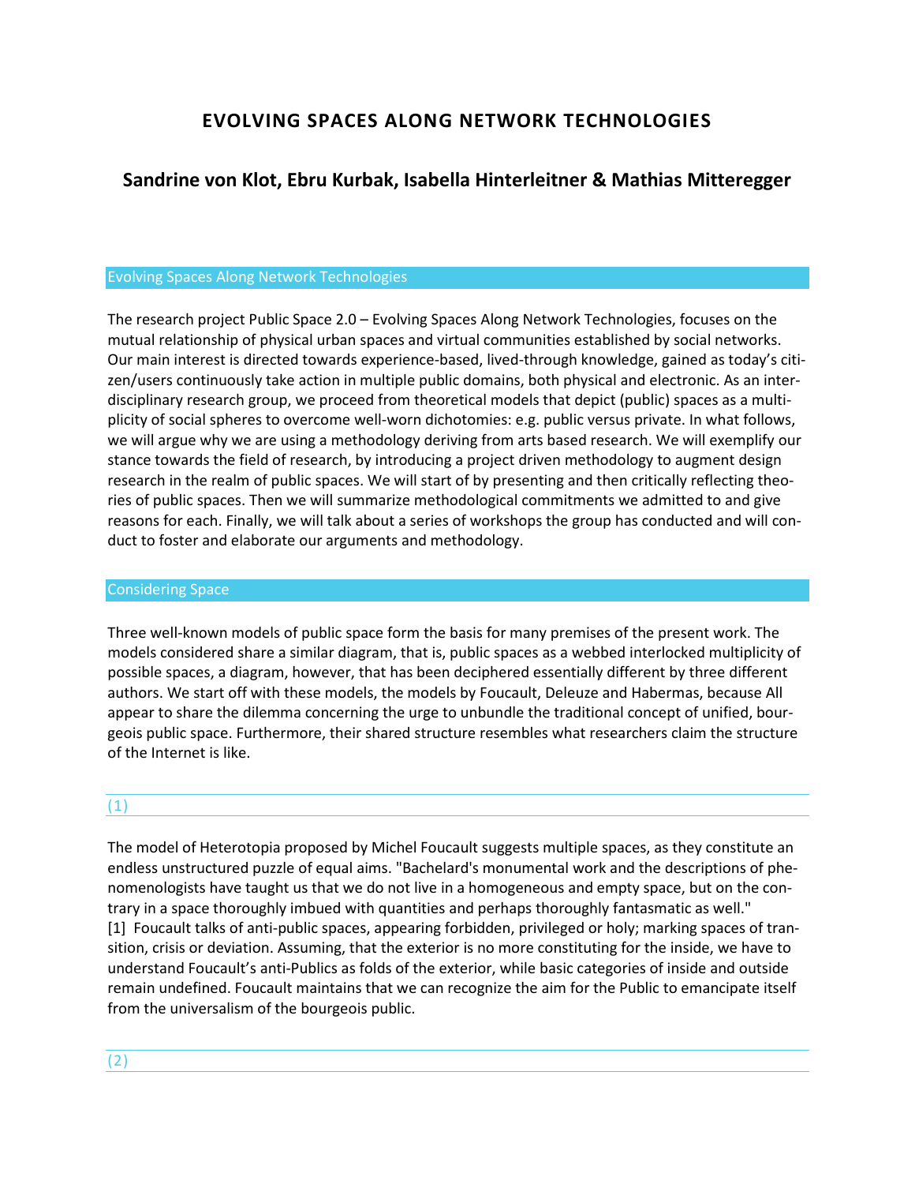# EVOLVING SPACES ALONG NETWORK TECHNOLOGIES

## Sandrine von Klot, Ebru Kurbak, Isabella Hinterleitner & Mathias Mitteregger

### Evolving Spaces Along Network Technologies

The research project Public Space 2.0 – Evolving Spaces Along Network Technologies, focuses on the mutual relationship of physical urban spaces and virtual communities established by social networks. Our main interest is directed towards experience-based, lived-through knowledge, gained as today's citizen/users continuously take action in multiple public domains, both physical and electronic. As an interdisciplinary research group, we proceed from theoretical models that depict (public) spaces as a multiplicity of social spheres to overcome well-worn dichotomies: e.g. public versus private. In what follows, we will argue why we are using a methodology deriving from arts based research. We will exemplify our stance towards the field of research, by introducing a project driven methodology to augment design research in the realm of public spaces. We will start of by presenting and then critically reflecting theories of public spaces. Then we will summarize methodological commitments we admitted to and give reasons for each. Finally, we will talk about a series of workshops the group has conducted and will conduct to foster and elaborate our arguments and methodology.

### Considering Space

Three well-known models of public space form the basis for many premises of the present work. The models considered share a similar diagram, that is, public spaces as a webbed interlocked multiplicity of possible spaces, a diagram, however, that has been deciphered essentially different by three different authors. We start off with these models, the models by Foucault, Deleuze and Habermas, because All appear to share the dilemma concerning the urge to unbundle the traditional concept of unified, bourgeois public space. Furthermore, their shared structure resembles what researchers claim the structure of the Internet is like.

#### (1)

The model of Heterotopia proposed by Michel Foucault suggests multiple spaces, as they constitute an endless unstructured puzzle of equal aims. "Bachelard's monumental work and the descriptions of phenomenologists have taught us that we do not live in a homogeneous and empty space, but on the contrary in a space thoroughly imbued with quantities and perhaps thoroughly fantasmatic as well." [1] Foucault talks of anti-public spaces, appearing forbidden, privileged or holy; marking spaces of transition, crisis or deviation. Assuming, that the exterior is no more constituting for the inside, we have to understand Foucault's anti-Publics as folds of the exterior, while basic categories of inside and outside remain undefined. Foucault maintains that we can recognize the aim for the Public to emancipate itself from the universalism of the bourgeois public.

#### (2)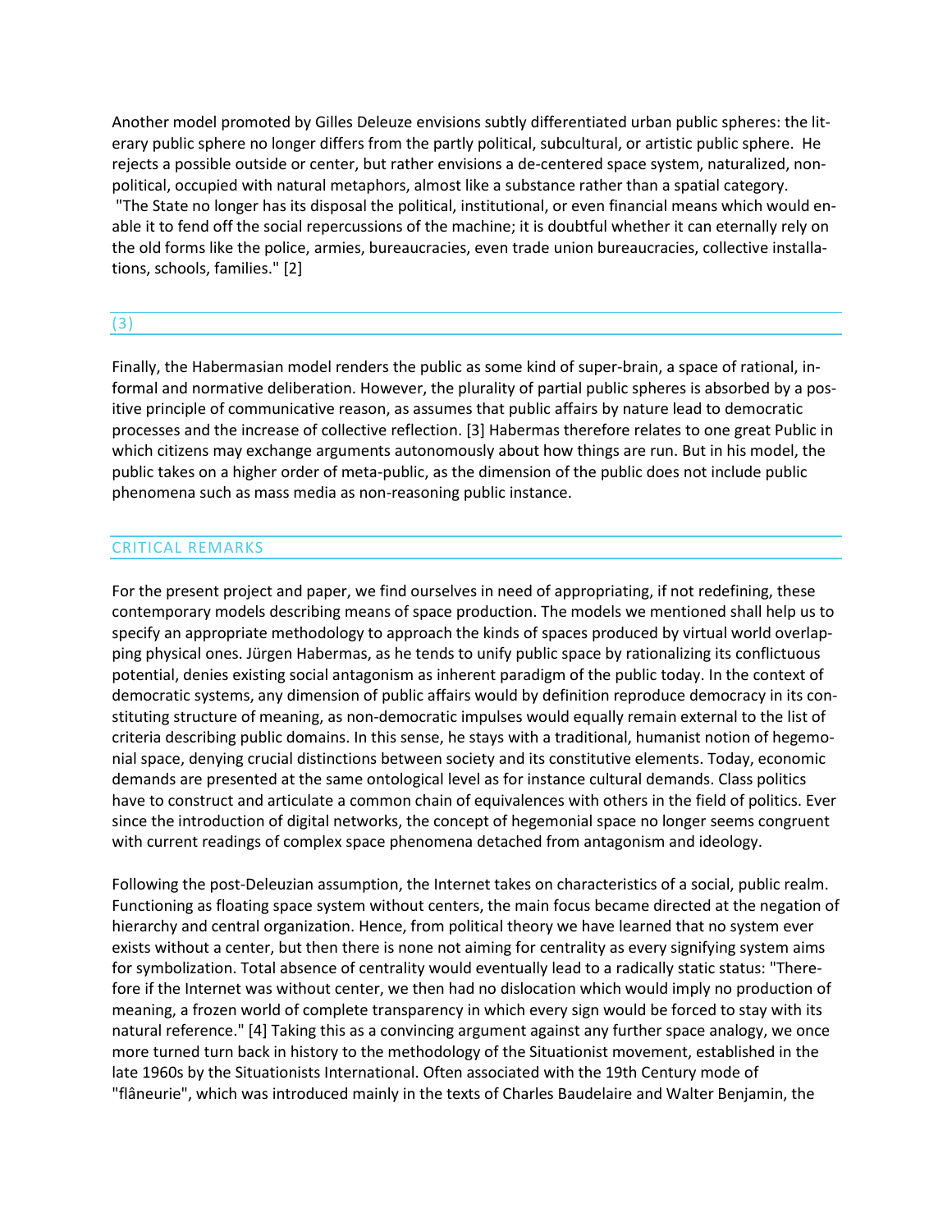Another model promoted by Gilles Deleuze envisions subtly differentiated urban public spheres: the literary public sphere no longer differs from the partly political, subcultural, or artistic public sphere. He rejects a possible outside or center, but rather envisions a de-centered space system, naturalized, non-political, occupied with natural metaphors, almost like a substance rather than a spatial category. "The State no longer has its disposal the political, institutional, or even financial means which would enable it to fend off the social repercussions of the machine; it is doubtful whether it can eternally rely on the old forms like the police, armies, bureaucracies, even trade union bureaucracies, collective installations, schools, families." [2]

## (3)

Finally, the Habermasian model renders the public as some kind of super-brain, a space of rational, informal and normative deliberation. However, the plurality of partial public spheres is absorbed by a positive principle of communicative reason, as assumes that public affairs by nature lead to democratic processes and the increase of collective reflection. [3] Habermas therefore relates to one great Public in which citizens may exchange arguments autonomously about how things are run. But in his model, the public takes on a higher order of meta-public, as the dimension of the public does not include public phenomena such as mass media as non-reasoning public instance.

## CRITICAL REMARKS

For the present project and paper, we find ourselves in need of appropriating, if not redefining, these contemporary models describing means of space production. The models we mentioned shall help us to specify an appropriate methodology to approach the kinds of spaces produced by virtual world overlapping physical ones. Jürgen Habermas, as he tends to unify public space by rationalizing its conflictuous potential, denies existing social antagonism as inherent paradigm of the public today. In the context of democratic systems, any dimension of public affairs would by definition reproduce democracy in its constituting structure of meaning, as non-democratic impulses would equally remain external to the list of criteria describing public domains. In this sense, he stays with a traditional, humanist notion of hegemonial space, denying crucial distinctions between society and its constitutive elements. Today, economic demands are presented at the same ontological level as for instance cultural demands. Class politics have to construct and articulate a common chain of equivalences with others in the field of politics. Ever since the introduction of digital networks, the concept of hegemonial space no longer seems congruent with current readings of complex space phenomena detached from antagonism and ideology.

Following the post-Deleuzian assumption, the Internet takes on characteristics of a social, public realm. Functioning as floating space system without centers, the main focus became directed at the negation of hierarchy and central organization. Hence, from political theory we have learned that no system ever exists without a center, but then there is none not aiming for centrality as every signifying system aims for symbolization. Total absence of centrality would eventually lead to a radically static status: "Therefore if the Internet was without center, we then had no dislocation which would imply no production of meaning, a frozen world of complete transparency in which every sign would be forced to stay with its natural reference." [4] Taking this as a convincing argument against any further space analogy, we once more turned turn back in history to the methodology of the Situationist movement, established in the late 1960s by the Situationists International. Often associated with the 19th Century mode of "flâneurie", which was introduced mainly in the texts of Charles Baudelaire and Walter Benjamin, the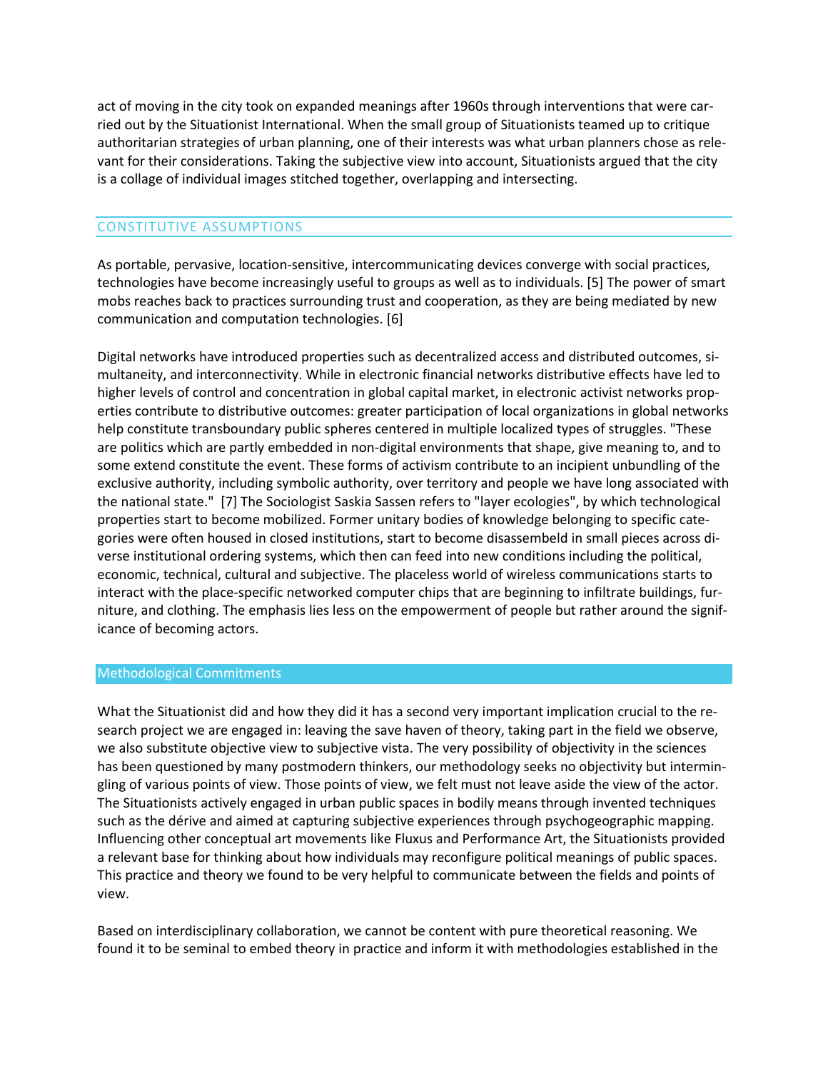act of moving in the city took on expanded meanings after 1960s through interventions that were carried out by the Situationist International. When the small group of Situationists teamed up to critique authoritarian strategies of urban planning, one of their interests was what urban planners chose as relevant for their considerations. Taking the subjective view into account, Situationists argued that the city is a collage of individual images stitched together, overlapping and intersecting.

## CONSTITUTIVE ASSUMPTIONS

As portable, pervasive, location-sensitive, intercommunicating devices converge with social practices, technologies have become increasingly useful to groups as well as to individuals. [5] The power of smart mobs reaches back to practices surrounding trust and cooperation, as they are being mediated by new communication and computation technologies. [6]

Digital networks have introduced properties such as decentralized access and distributed outcomes, simultaneity, and interconnectivity. While in electronic financial networks distributive effects have led to higher levels of control and concentration in global capital market, in electronic activist networks properties contribute to distributive outcomes: greater participation of local organizations in global networks help constitute transboundary public spheres centered in multiple localized types of struggles. "These are politics which are partly embedded in non-digital environments that shape, give meaning to, and to some extend constitute the event. These forms of activism contribute to an incipient unbundling of the exclusive authority, including symbolic authority, over territory and people we have long associated with the national state." [7] The Sociologist Saskia Sassen refers to "layer ecologies", by which technological properties start to become mobilized. Former unitary bodies of knowledge belonging to specific categories were often housed in closed institutions, start to become disassembeld in small pieces across diverse institutional ordering systems, which then can feed into new conditions including the political, economic, technical, cultural and subjective. The placeless world of wireless communications starts to interact with the place-specific networked computer chips that are beginning to infiltrate buildings, furniture, and clothing. The emphasis lies less on the empowerment of people but rather around the significance of becoming actors.

## Methodological Commitments

What the Situationist did and how they did it has a second very important implication crucial to the research project we are engaged in: leaving the save haven of theory, taking part in the field we observe, we also substitute objective view to subjective vista. The very possibility of objectivity in the sciences has been questioned by many postmodern thinkers, our methodology seeks no objectivity but intermingling of various points of view. Those points of view, we felt must not leave aside the view of the actor. The Situationists actively engaged in urban public spaces in bodily means through invented techniques such as the dérive and aimed at capturing subjective experiences through psychogeographic mapping. Influencing other conceptual art movements like Fluxus and Performance Art, the Situationists provided a relevant base for thinking about how individuals may reconfigure political meanings of public spaces. This practice and theory we found to be very helpful to communicate between the fields and points of view.

Based on interdisciplinary collaboration, we cannot be content with pure theoretical reasoning. We found it to be seminal to embed theory in practice and inform it with methodologies established in the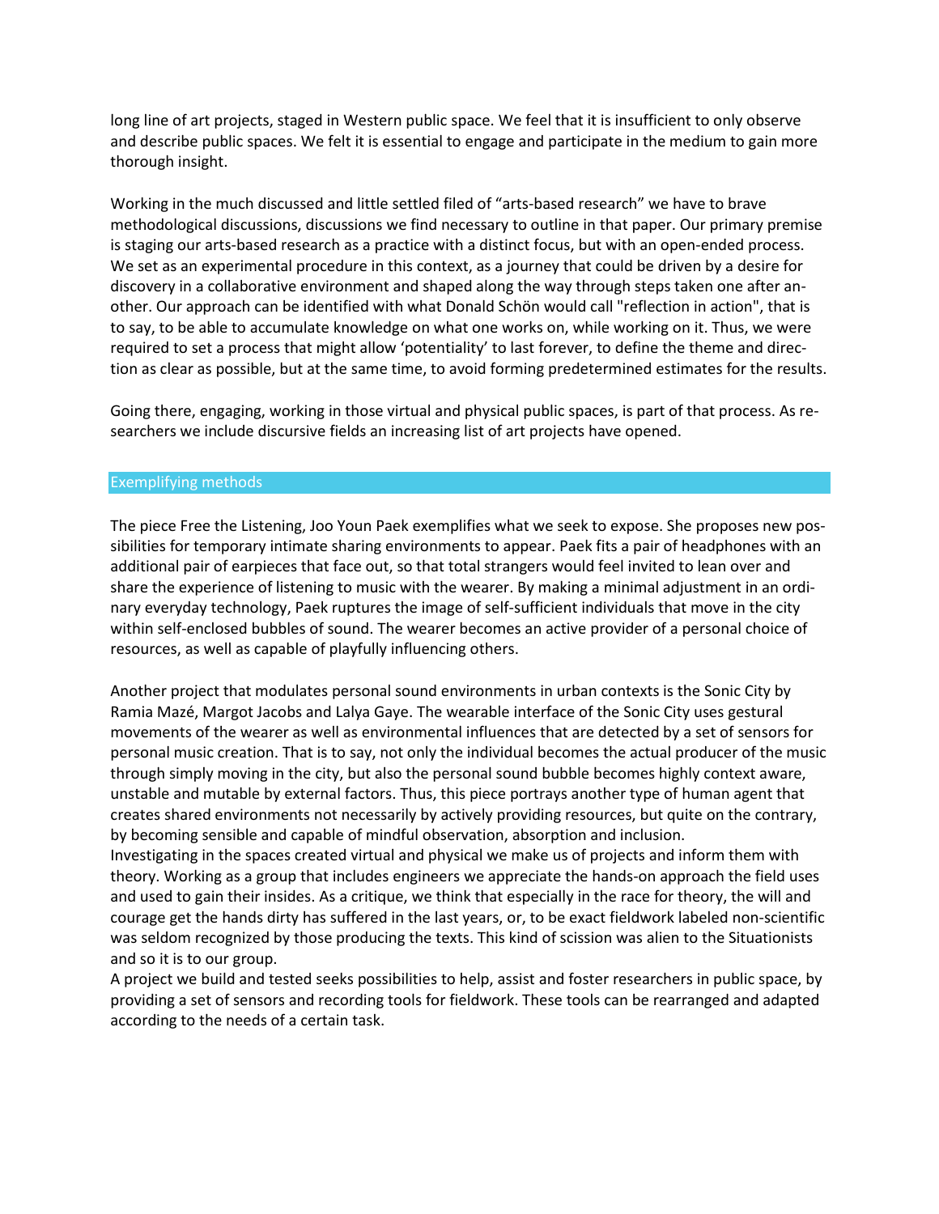long line of art projects, staged in Western public space. We feel that it is insufficient to only observe and describe public spaces. We felt it is essential to engage and participate in the medium to gain more thorough insight.

Working in the much discussed and little settled filed of "arts-based research" we have to brave methodological discussions, discussions we find necessary to outline in that paper. Our primary premise is staging our arts-based research as a practice with a distinct focus, but with an open-ended process. We set as an experimental procedure in this context, as a journey that could be driven by a desire for discovery in a collaborative environment and shaped along the way through steps taken one after another. Our approach can be identified with what Donald Schön would call "reflection in action", that is to say, to be able to accumulate knowledge on what one works on, while working on it. Thus, we were required to set a process that might allow 'potentiality' to last forever, to define the theme and direction as clear as possible, but at the same time, to avoid forming predetermined estimates for the results.

Going there, engaging, working in those virtual and physical public spaces, is part of that process. As researchers we include discursive fields an increasing list of art projects have opened.

## Exemplifying methods

The piece Free the Listening, Joo Youn Paek exemplifies what we seek to expose. She proposes new possibilities for temporary intimate sharing environments to appear. Paek fits a pair of headphones with an additional pair of earpieces that face out, so that total strangers would feel invited to lean over and share the experience of listening to music with the wearer. By making a minimal adjustment in an ordinary everyday technology, Paek ruptures the image of self-sufficient individuals that move in the city within self-enclosed bubbles of sound. The wearer becomes an active provider of a personal choice of resources, as well as capable of playfully influencing others.

Another project that modulates personal sound environments in urban contexts is the Sonic City by Ramia Mazé, Margot Jacobs and Lalya Gaye. The wearable interface of the Sonic City uses gestural movements of the wearer as well as environmental influences that are detected by a set of sensors for personal music creation. That is to say, not only the individual becomes the actual producer of the music through simply moving in the city, but also the personal sound bubble becomes highly context aware, unstable and mutable by external factors. Thus, this piece portrays another type of human agent that creates shared environments not necessarily by actively providing resources, but quite on the contrary, by becoming sensible and capable of mindful observation, absorption and inclusion.
Investigating in the spaces created virtual and physical we make us of projects and inform them with theory. Working as a group that includes engineers we appreciate the hands-on approach the field uses and used to gain their insides. As a critique, we think that especially in the race for theory, the will and courage get the hands dirty has suffered in the last years, or, to be exact fieldwork labeled non-scientific was seldom recognized by those producing the texts. This kind of scission was alien to the Situationists and so it is to our group.
A project we build and tested seeks possibilities to help, assist and foster researchers in public space, by providing a set of sensors and recording tools for fieldwork. These tools can be rearranged and adapted according to the needs of a certain task.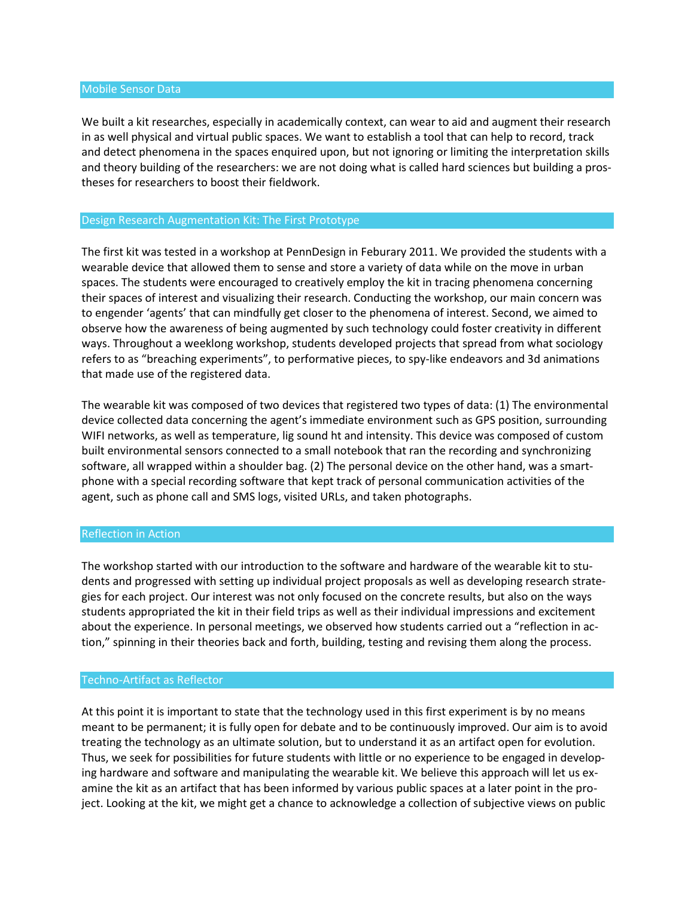## Mobile Sensor Data

We built a kit researches, especially in academically context, can wear to aid and augment their research in as well physical and virtual public spaces. We want to establish a tool that can help to record, track and detect phenomena in the spaces enquired upon, but not ignoring or limiting the interpretation skills and theory building of the researchers: we are not doing what is called hard sciences but building a prostheses for researchers to boost their fieldwork.

## Design Research Augmentation Kit: The First Prototype

The first kit was tested in a workshop at PennDesign in Feburary 2011. We provided the students with a wearable device that allowed them to sense and store a variety of data while on the move in urban spaces. The students were encouraged to creatively employ the kit in tracing phenomena concerning their spaces of interest and visualizing their research. Conducting the workshop, our main concern was to engender 'agents' that can mindfully get closer to the phenomena of interest. Second, we aimed to observe how the awareness of being augmented by such technology could foster creativity in different ways. Throughout a weeklong workshop, students developed projects that spread from what sociology refers to as "breaching experiments", to performative pieces, to spy-like endeavors and 3d animations that made use of the registered data.

The wearable kit was composed of two devices that registered two types of data: (1) The environmental device collected data concerning the agent's immediate environment such as GPS position, surrounding WIFI networks, as well as temperature, lig sound ht and intensity. This device was composed of custom built environmental sensors connected to a small notebook that ran the recording and synchronizing software, all wrapped within a shoulder bag. (2) The personal device on the other hand, was a smartphone with a special recording software that kept track of personal communication activities of the agent, such as phone call and SMS logs, visited URLs, and taken photographs.

## Reflection in Action

The workshop started with our introduction to the software and hardware of the wearable kit to students and progressed with setting up individual project proposals as well as developing research strategies for each project. Our interest was not only focused on the concrete results, but also on the ways students appropriated the kit in their field trips as well as their individual impressions and excitement about the experience. In personal meetings, we observed how students carried out a "reflection in action," spinning in their theories back and forth, building, testing and revising them along the process.

## Techno-Artifact as Reflector

At this point it is important to state that the technology used in this first experiment is by no means meant to be permanent; it is fully open for debate and to be continuously improved. Our aim is to avoid treating the technology as an ultimate solution, but to understand it as an artifact open for evolution. Thus, we seek for possibilities for future students with little or no experience to be engaged in developing hardware and software and manipulating the wearable kit. We believe this approach will let us examine the kit as an artifact that has been informed by various public spaces at a later point in the project. Looking at the kit, we might get a chance to acknowledge a collection of subjective views on public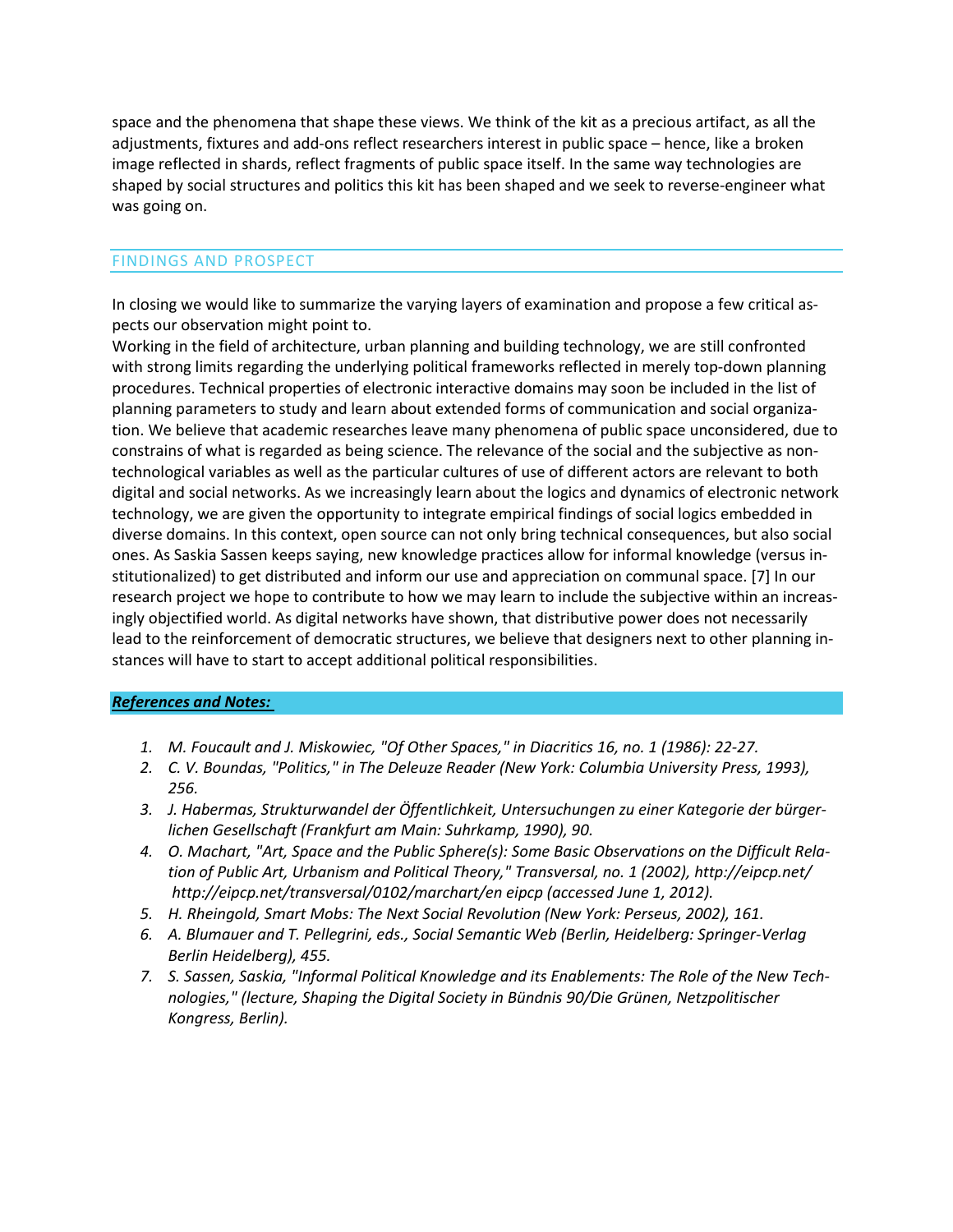space and the phenomena that shape these views. We think of the kit as a precious artifact, as all the adjustments, fixtures and add-ons reflect researchers interest in public space – hence, like a broken image reflected in shards, reflect fragments of public space itself. In the same way technologies are shaped by social structures and politics this kit has been shaped and we seek to reverse-engineer what was going on.

## FINDINGS AND PROSPECT

In closing we would like to summarize the varying layers of examination and propose a few critical aspects our observation might point to.

Working in the field of architecture, urban planning and building technology, we are still confronted with strong limits regarding the underlying political frameworks reflected in merely top-down planning procedures. Technical properties of electronic interactive domains may soon be included in the list of planning parameters to study and learn about extended forms of communication and social organization. We believe that academic researches leave many phenomena of public space unconsidered, due to constrains of what is regarded as being science. The relevance of the social and the subjective as non-technological variables as well as the particular cultures of use of different actors are relevant to both digital and social networks. As we increasingly learn about the logics and dynamics of electronic network technology, we are given the opportunity to integrate empirical findings of social logics embedded in diverse domains. In this context, open source can not only bring technical consequences, but also social ones. As Saskia Sassen keeps saying, new knowledge practices allow for informal knowledge (versus institutionalized) to get distributed and inform our use and appreciation on communal space. [7] In our research project we hope to contribute to how we may learn to include the subjective within an increasingly objectified world. As digital networks have shown, that distributive power does not necessarily lead to the reinforcement of democratic structures, we believe that designers next to other planning instances will have to start to accept additional political responsibilities.

***References and Notes:***

1. *M. Foucault and J. Miskowiec, "Of Other Spaces," in Diacritics 16, no. 1 (1986): 22-27.*
2. *C. V. Boundas, "Politics," in The Deleuze Reader (New York: Columbia University Press, 1993), 256.*
3. *J. Habermas, Strukturwandel der Öffentlichkeit, Untersuchungen zu einer Kategorie der bürgerlichen Gesellschaft (Frankfurt am Main: Suhrkamp, 1990), 90.*
4. *O. Machart, "Art, Space and the Public Sphere(s): Some Basic Observations on the Difficult Relation of Public Art, Urbanism and Political Theory," Transversal, no. 1 (2002), http://eipcp.net/ http://eipcp.net/transversal/0102/marchart/en eipcp (accessed June 1, 2012).*
5. *H. Rheingold, Smart Mobs: The Next Social Revolution (New York: Perseus, 2002), 161.*
6. *A. Blumauer and T. Pellegrini, eds., Social Semantic Web (Berlin, Heidelberg: Springer-Verlag Berlin Heidelberg), 455.*
7. *S. Sassen, Saskia, "Informal Political Knowledge and its Enablements: The Role of the New Technologies," (lecture, Shaping the Digital Society in Bündnis 90/Die Grünen, Netzpolitischer Kongress, Berlin).*